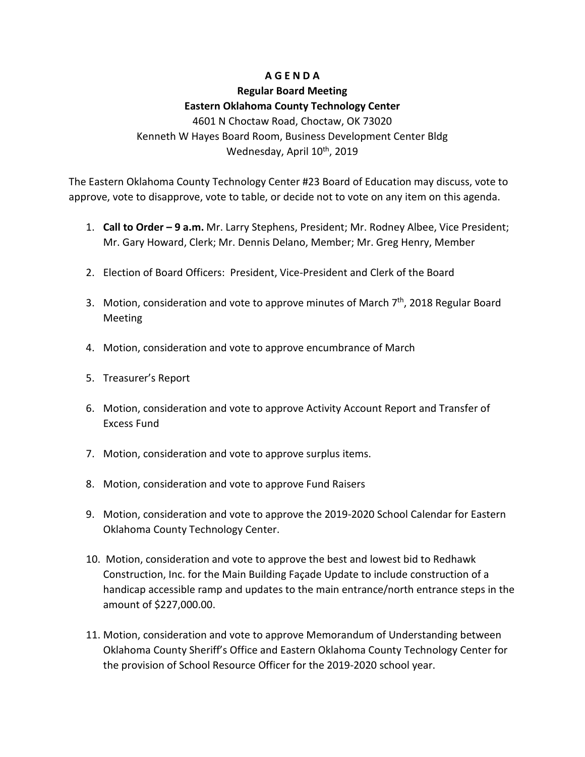**A G E N D A**

**Regular Board Meeting**

**Eastern Oklahoma County Technology Center**

4601 N Choctaw Road, Choctaw, OK 73020

Kenneth W Hayes Board Room, Business Development Center Bldg

Wednesday, April 10th, 2019

The Eastern Oklahoma County Technology Center #23 Board of Education may discuss, vote to approve, vote to disapprove, vote to table, or decide not to vote on any item on this agenda.

1. **Call to Order – 9 a.m.** Mr. Larry Stephens, President; Mr. Rodney Albee, Vice President; Mr. Gary Howard, Clerk; Mr. Dennis Delano, Member; Mr. Greg Henry, Member

2. Election of Board Officers: President, Vice-President and Clerk of the Board

3. Motion, consideration and vote to approve minutes of March 7th, 2018 Regular Board Meeting

4. Motion, consideration and vote to approve encumbrance of March

5. Treasurer's Report

6. Motion, consideration and vote to approve Activity Account Report and Transfer of Excess Fund

7. Motion, consideration and vote to approve surplus items.

8. Motion, consideration and vote to approve Fund Raisers

9. Motion, consideration and vote to approve the 2019-2020 School Calendar for Eastern Oklahoma County Technology Center.

10. Motion, consideration and vote to approve the best and lowest bid to Redhawk Construction, Inc. for the Main Building Façade Update to include construction of a handicap accessible ramp and updates to the main entrance/north entrance steps in the amount of $227,000.00.

11. Motion, consideration and vote to approve Memorandum of Understanding between Oklahoma County Sheriff's Office and Eastern Oklahoma County Technology Center for the provision of School Resource Officer for the 2019-2020 school year.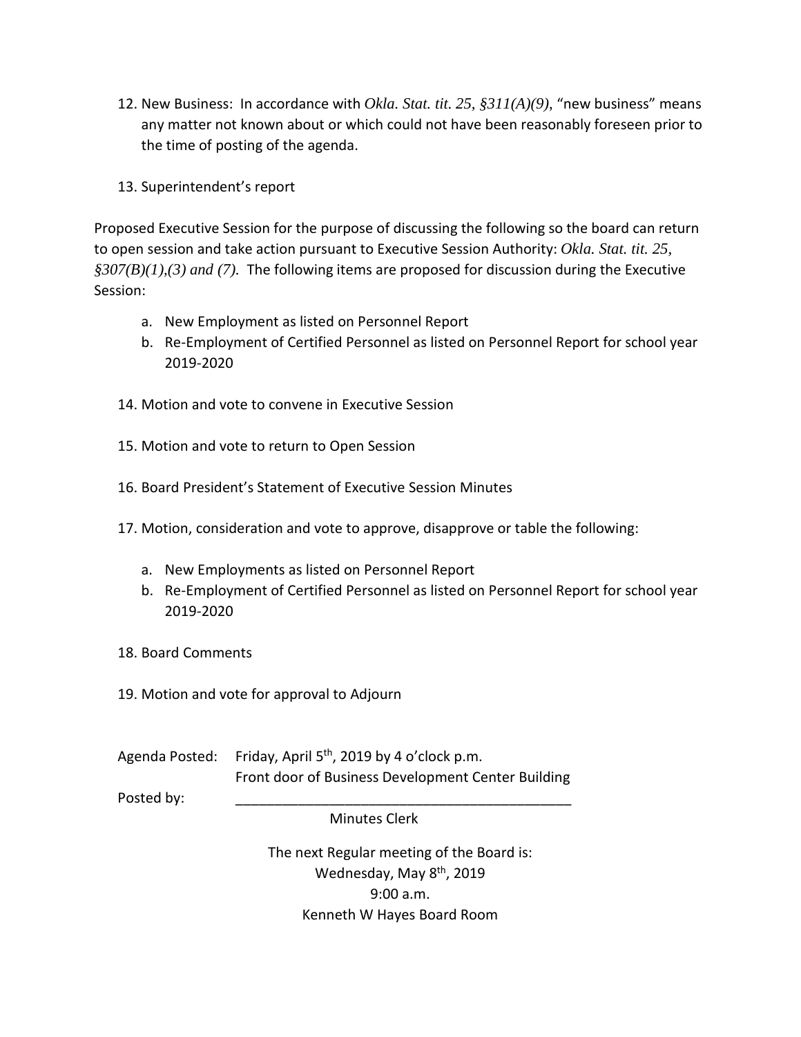12. New Business: In accordance with *Okla. Stat. tit. 25, §311(A)(9)*, "new business" means any matter not known about or which could not have been reasonably foreseen prior to the time of posting of the agenda.

13. Superintendent's report

Proposed Executive Session for the purpose of discussing the following so the board can return to open session and take action pursuant to Executive Session Authority: *Okla. Stat. tit. 25, §307(B)(1),(3) and (7).* The following items are proposed for discussion during the Executive Session:

a. New Employment as listed on Personnel Report
b. Re-Employment of Certified Personnel as listed on Personnel Report for school year 2019-2020

14. Motion and vote to convene in Executive Session

15. Motion and vote to return to Open Session

16. Board President's Statement of Executive Session Minutes

17. Motion, consideration and vote to approve, disapprove or table the following:

a. New Employments as listed on Personnel Report
b. Re-Employment of Certified Personnel as listed on Personnel Report for school year 2019-2020

18. Board Comments

19. Motion and vote for approval to Adjourn

Agenda Posted: Friday, April 5th, 2019 by 4 o'clock p.m.
Front door of Business Development Center Building

Posted by: ____________________________________________
Minutes Clerk

The next Regular meeting of the Board is:
Wednesday, May 8th, 2019
9:00 a.m.
Kenneth W Hayes Board Room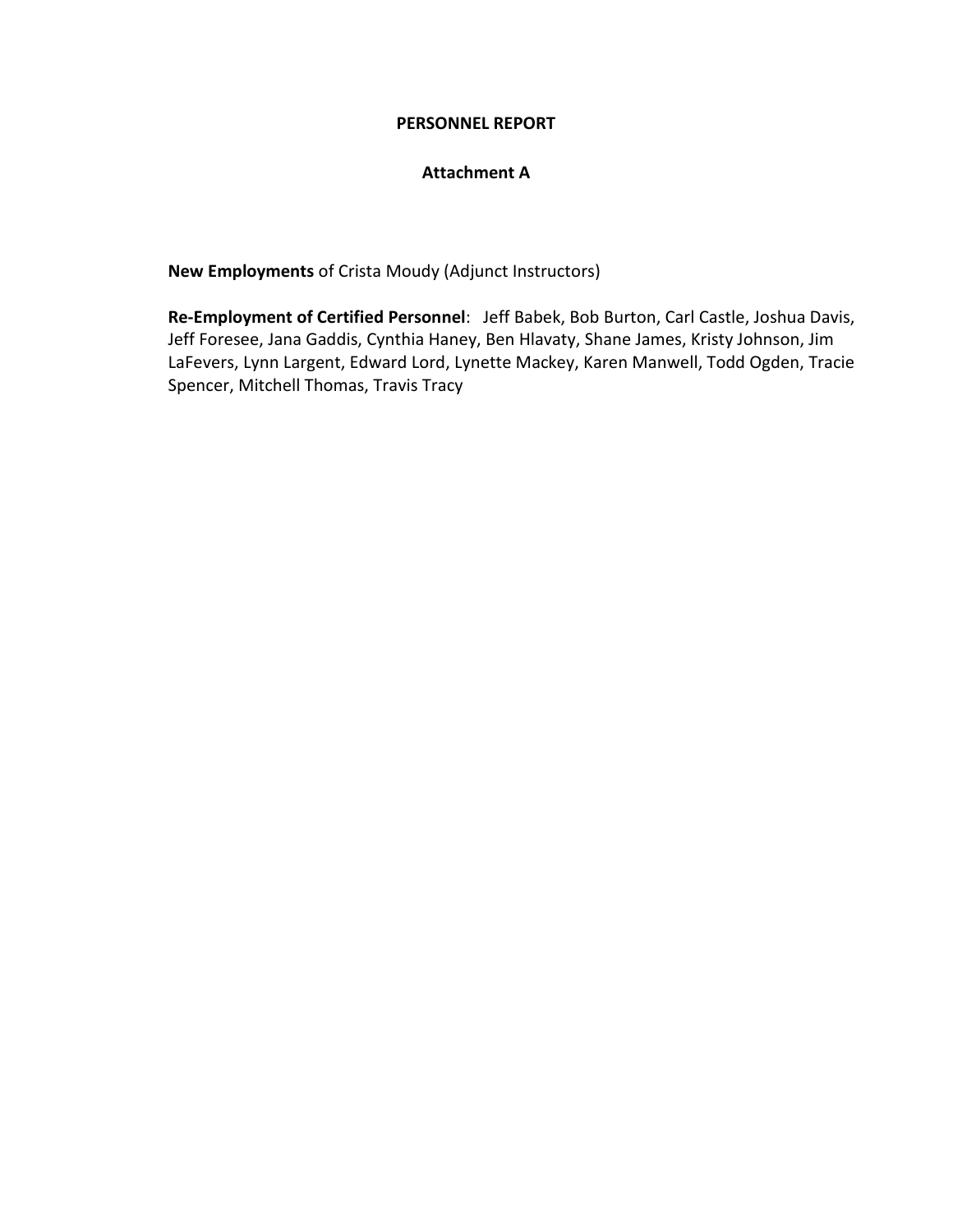**PERSONNEL REPORT**

**Attachment A**

**New Employments** of Crista Moudy (Adjunct Instructors)

**Re-Employment of Certified Personnel**: Jeff Babek, Bob Burton, Carl Castle, Joshua Davis, Jeff Foresee, Jana Gaddis, Cynthia Haney, Ben Hlavaty, Shane James, Kristy Johnson, Jim LaFevers, Lynn Largent, Edward Lord, Lynette Mackey, Karen Manwell, Todd Ogden, Tracie Spencer, Mitchell Thomas, Travis Tracy